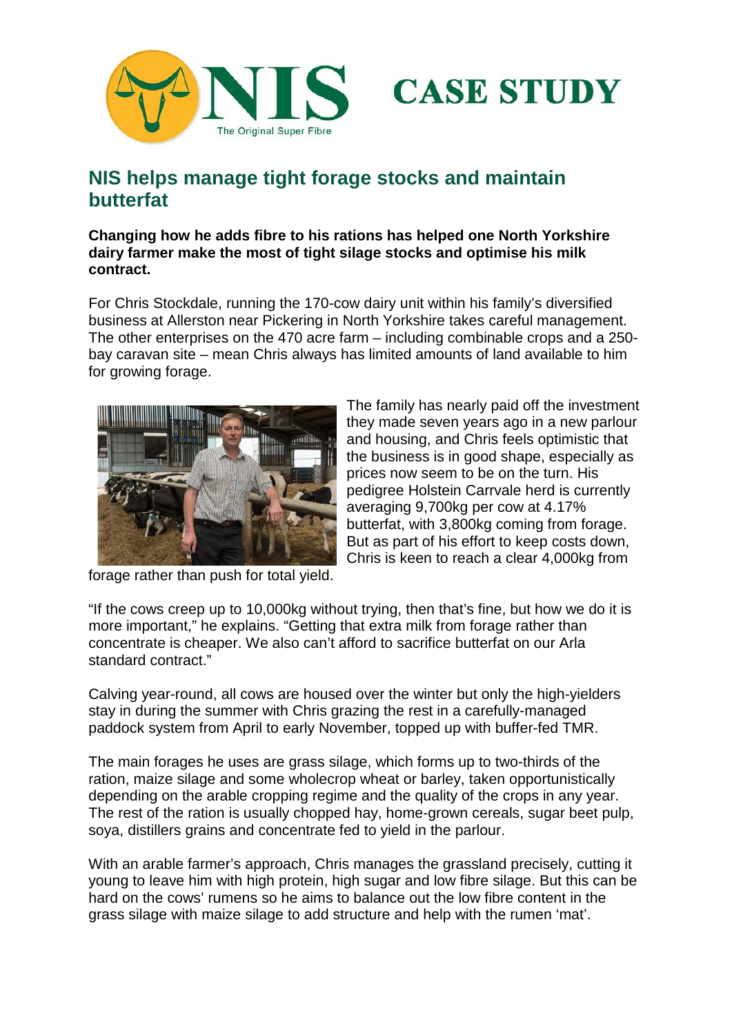NIS

The Original Super Fibre

# CASE STUDY

## NIS helps manage tight forage stocks and maintain butterfat

**Changing how he adds fibre to his rations has helped one North Yorkshire dairy farmer make the most of tight silage stocks and optimise his milk contract.**

For Chris Stockdale, running the 170-cow dairy unit within his family's diversified business at Allerston near Pickering in North Yorkshire takes careful management. The other enterprises on the 470 acre farm – including combinable crops and a 250-bay caravan site – mean Chris always has limited amounts of land available to him for growing forage.

The family has nearly paid off the investment they made seven years ago in a new parlour and housing, and Chris feels optimistic that the business is in good shape, especially as prices now seem to be on the turn. His pedigree Holstein Carrvale herd is currently averaging 9,700kg per cow at 4.17% butterfat, with 3,800kg coming from forage. But as part of his effort to keep costs down, Chris is keen to reach a clear 4,000kg from forage rather than push for total yield.

"If the cows creep up to 10,000kg without trying, then that's fine, but how we do it is more important," he explains. "Getting that extra milk from forage rather than concentrate is cheaper. We also can't afford to sacrifice butterfat on our Arla standard contract."

Calving year-round, all cows are housed over the winter but only the high-yielders stay in during the summer with Chris grazing the rest in a carefully-managed paddock system from April to early November, topped up with buffer-fed TMR.

The main forages he uses are grass silage, which forms up to two-thirds of the ration, maize silage and some wholecrop wheat or barley, taken opportunistically depending on the arable cropping regime and the quality of the crops in any year. The rest of the ration is usually chopped hay, home-grown cereals, sugar beet pulp, soya, distillers grains and concentrate fed to yield in the parlour.

With an arable farmer's approach, Chris manages the grassland precisely, cutting it young to leave him with high protein, high sugar and low fibre silage. But this can be hard on the cows' rumens so he aims to balance out the low fibre content in the grass silage with maize silage to add structure and help with the rumen 'mat'.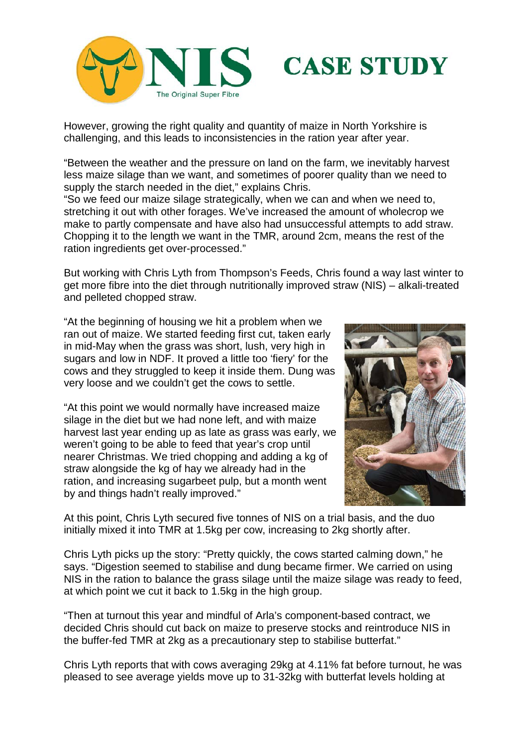However, growing the right quality and quantity of maize in North Yorkshire is challenging, and this leads to inconsistencies in the ration year after year.

"Between the weather and the pressure on land on the farm, we inevitably harvest less maize silage than we want, and sometimes of poorer quality than we need to supply the starch needed in the diet," explains Chris.

"So we feed our maize silage strategically, when we can and when we need to, stretching it out with other forages. We've increased the amount of wholecrop we make to partly compensate and have also had unsuccessful attempts to add straw. Chopping it to the length we want in the TMR, around 2cm, means the rest of the ration ingredients get over-processed."

But working with Chris Lyth from Thompson's Feeds, Chris found a way last winter to get more fibre into the diet through nutritionally improved straw (NIS) – alkali-treated and pelleted chopped straw.

"At the beginning of housing we hit a problem when we ran out of maize. We started feeding first cut, taken early in mid-May when the grass was short, lush, very high in sugars and low in NDF. It proved a little too 'fiery' for the cows and they struggled to keep it inside them. Dung was very loose and we couldn't get the cows to settle.

"At this point we would normally have increased maize silage in the diet but we had none left, and with maize harvest last year ending up as late as grass was early, we weren't going to be able to feed that year's crop until nearer Christmas. We tried chopping and adding a kg of straw alongside the kg of hay we already had in the ration, and increasing sugarbeet pulp, but a month went by and things hadn't really improved."

At this point, Chris Lyth secured five tonnes of NIS on a trial basis, and the duo initially mixed it into TMR at 1.5kg per cow, increasing to 2kg shortly after.

Chris Lyth picks up the story: "Pretty quickly, the cows started calming down," he says. "Digestion seemed to stabilise and dung became firmer. We carried on using NIS in the ration to balance the grass silage until the maize silage was ready to feed, at which point we cut it back to 1.5kg in the high group.

"Then at turnout this year and mindful of Arla's component-based contract, we decided Chris should cut back on maize to preserve stocks and reintroduce NIS in the buffer-fed TMR at 2kg as a precautionary step to stabilise butterfat."

Chris Lyth reports that with cows averaging 29kg at 4.11% fat before turnout, he was pleased to see average yields move up to 31-32kg with butterfat levels holding at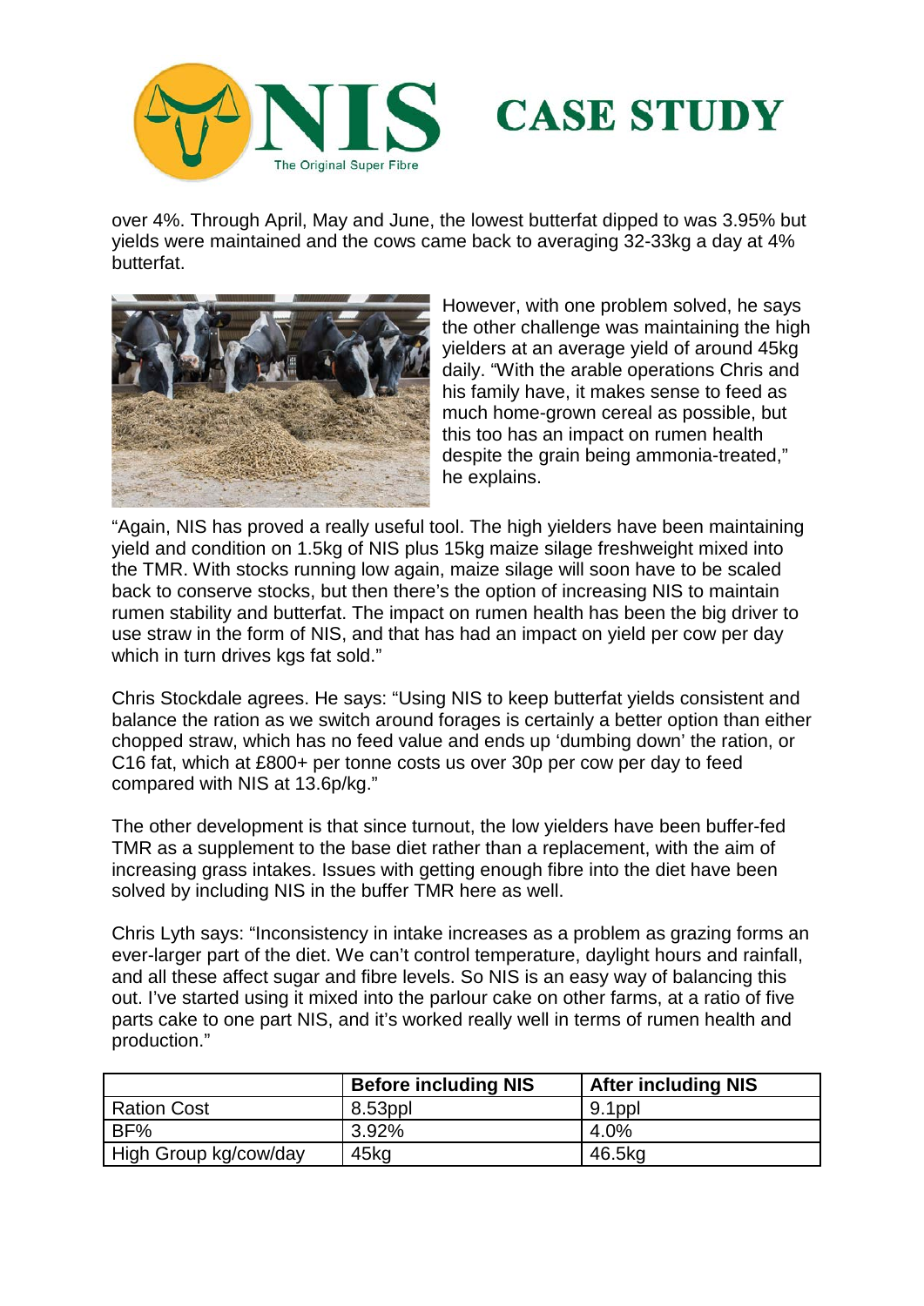over 4%. Through April, May and June, the lowest butterfat dipped to was 3.95% but yields were maintained and the cows came back to averaging 32-33kg a day at 4% butterfat.

However, with one problem solved, he says the other challenge was maintaining the high yielders at an average yield of around 45kg daily. "With the arable operations Chris and his family have, it makes sense to feed as much home-grown cereal as possible, but this too has an impact on rumen health despite the grain being ammonia-treated," he explains.

"Again, NIS has proved a really useful tool. The high yielders have been maintaining yield and condition on 1.5kg of NIS plus 15kg maize silage freshweight mixed into the TMR. With stocks running low again, maize silage will soon have to be scaled back to conserve stocks, but then there's the option of increasing NIS to maintain rumen stability and butterfat. The impact on rumen health has been the big driver to use straw in the form of NIS, and that has had an impact on yield per cow per day which in turn drives kgs fat sold."

Chris Stockdale agrees. He says: "Using NIS to keep butterfat yields consistent and balance the ration as we switch around forages is certainly a better option than either chopped straw, which has no feed value and ends up 'dumbing down' the ration, or C16 fat, which at £800+ per tonne costs us over 30p per cow per day to feed compared with NIS at 13.6p/kg."

The other development is that since turnout, the low yielders have been buffer-fed TMR as a supplement to the base diet rather than a replacement, with the aim of increasing grass intakes. Issues with getting enough fibre into the diet have been solved by including NIS in the buffer TMR here as well.

Chris Lyth says: "Inconsistency in intake increases as a problem as grazing forms an ever-larger part of the diet. We can't control temperature, daylight hours and rainfall, and all these affect sugar and fibre levels. So NIS is an easy way of balancing this out. I've started using it mixed into the parlour cake on other farms, at a ratio of five parts cake to one part NIS, and it's worked really well in terms of rumen health and production."

| | Before including NIS | After including NIS |
|---|---|---|
| Ration Cost | 8.53ppl | 9.1ppl |
| BF% | 3.92% | 4.0% |
| High Group kg/cow/day | 45kg | 46.5kg |